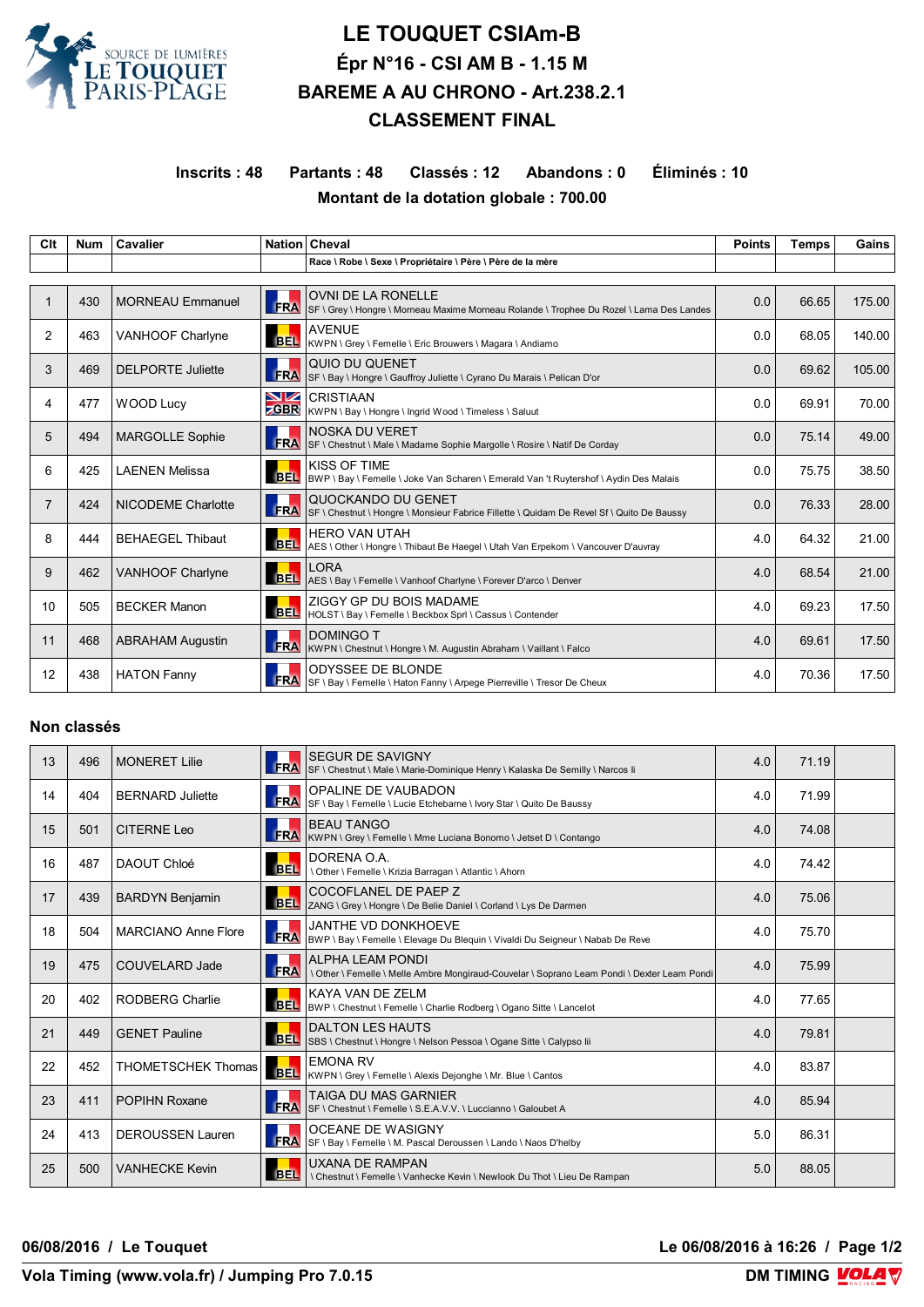# LE TOUQUET CSIAm-B

## Épr N°16 - CSI AM B - 1.15 M

## BAREME A AU CHRONO - Art.238.2.1

## CLASSEMENT FINAL

**Inscrits : 48 Partants : 48 Classés : 12 Abandons : 0 Éliminés : 10**

**Montant de la dotation globale : 700.00**

| Clt | Num | Cavalier | Nation | Cheval<br>Race \ Robe \ Sexe \ Propriétaire \ Père \ Père de la mère | Points | Temps | Gains |
|---|---|---|---|---|---|---|---|
| 1 | 430 | MORNEAU Emmanuel | FRA | OVNI DE LA RONELLE<br>SF \ Grey \ Hongre \ Morneau Maxime Morneau Rolande \ Trophee Du Rozel \ Lama Des Landes | 0.0 | 66.65 | 175.00 |
| 2 | 463 | VANHOOF Charlyne | BEL | AVENUE<br>KWPN \ Grey \ Femelle \ Eric Brouwers \ Magara \ Andiamo | 0.0 | 68.05 | 140.00 |
| 3 | 469 | DELPORTE Juliette | FRA | QUIO DU QUENET<br>SF \ Bay \ Hongre \ Gauffroy Juliette \ Cyrano Du Marais \ Pelican D'or | 0.0 | 69.62 | 105.00 |
| 4 | 477 | WOOD Lucy | GBR | CRISTIAAN<br>KWPN \ Bay \ Hongre \ Ingrid Wood \ Timeless \ Saluut | 0.0 | 69.91 | 70.00 |
| 5 | 494 | MARGOLLE Sophie | FRA | NOSKA DU VERET<br>SF \ Chestnut \ Male \ Madame Sophie Margolle \ Rosire \ Natif De Corday | 0.0 | 75.14 | 49.00 |
| 6 | 425 | LAENEN Melissa | BEL | KISS OF TIME<br>BWP \ Bay \ Femelle \ Joke Van Scharen \ Emerald Van 't Ruytershof \ Aydin Des Malais | 0.0 | 75.75 | 38.50 |
| 7 | 424 | NICODEME Charlotte | FRA | QUOCKANDO DU GENET<br>SF \ Chestnut \ Hongre \ Monsieur Fabrice Fillette \ Quidam De Revel Sf \ Quito De Baussy | 0.0 | 76.33 | 28.00 |
| 8 | 444 | BEHAEGEL Thibaut | BEL | HERO VAN UTAH<br>AES \ Other \ Hongre \ Thibaut Be Haegel \ Utah Van Erpekom \ Vancouver D'auvray | 4.0 | 64.32 | 21.00 |
| 9 | 462 | VANHOOF Charlyne | BEL | LORA<br>AES \ Bay \ Femelle \ Vanhoof Charlyne \ Forever D'arco \ Denver | 4.0 | 68.54 | 21.00 |
| 10 | 505 | BECKER Manon | BEL | ZIGGY GP DU BOIS MADAME<br>HOLST \ Bay \ Femelle \ Beckbox Sprl \ Cassus \ Contender | 4.0 | 69.23 | 17.50 |
| 11 | 468 | ABRAHAM Augustin | FRA | DOMINGO T<br>KWPN \ Chestnut \ Hongre \ M. Augustin Abraham \ Vaillant \ Falco | 4.0 | 69.61 | 17.50 |
| 12 | 438 | HATON Fanny | FRA | ODYSSEE DE BLONDE<br>SF \ Bay \ Femelle \ Haton Fanny \ Arpege Pierreville \ Tresor De Cheux | 4.0 | 70.36 | 17.50 |

### Non classés

| Clt | Num | Cavalier | Nation | Cheval | Points | Temps | Gains |
|---|---|---|---|---|---|---|---|
| 13 | 496 | MONERET Lilie | FRA | SEGUR DE SAVIGNY<br>SF \ Chestnut \ Male \ Marie-Dominique Henry \ Kalaska De Semilly \ Narcos Ii | 4.0 | 71.19 | |
| 14 | 404 | BERNARD Juliette | FRA | OPALINE DE VAUBADON<br>SF \ Bay \ Femelle \ Lucie Etchebarne \ Ivory Star \ Quito De Baussy | 4.0 | 71.99 | |
| 15 | 501 | CITERNE Leo | FRA | BEAU TANGO<br>KWPN \ Grey \ Femelle \ Mme Luciana Bonomo \ Jetset D \ Contango | 4.0 | 74.08 | |
| 16 | 487 | DAOUT Chloé | BEL | DORENA O.A.<br>\ Other \ Femelle \ Krizia Barragan \ Atlantic \ Ahorn | 4.0 | 74.42 | |
| 17 | 439 | BARDYN Benjamin | BEL | COCOFLANEL DE PAEP Z<br>ZANG \ Grey \ Hongre \ De Belie Daniel \ Corland \ Lys De Darmen | 4.0 | 75.06 | |
| 18 | 504 | MARCIANO Anne Flore | FRA | JANTHE VD DONKHOEVE<br>BWP \ Bay \ Femelle \ Elevage Du Blequin \ Vivaldi Du Seigneur \ Nabab De Reve | 4.0 | 75.70 | |
| 19 | 475 | COUVELARD Jade | FRA | ALPHA LEAM PONDI<br>\ Other \ Femelle \ Melle Ambre Mongiraud-Couvelar \ Soprano Leam Pondi \ Dexter Leam Pondi | 4.0 | 75.99 | |
| 20 | 402 | RODBERG Charlie | BEL | KAYA VAN DE ZELM<br>BWP \ Chestnut \ Femelle \ Charlie Rodberg \ Ogano Sitte \ Lancelot | 4.0 | 77.65 | |
| 21 | 449 | GENET Pauline | BEL | DALTON LES HAUTS<br>SBS \ Chestnut \ Hongre \ Nelson Pessoa \ Ogane Sitte \ Calypso Iii | 4.0 | 79.81 | |
| 22 | 452 | THOMETSCHEK Thomas | BEL | EMONA RV<br>KWPN \ Grey \ Femelle \ Alexis Dejonghe \ Mr. Blue \ Cantos | 4.0 | 83.87 | |
| 23 | 411 | POPIHN Roxane | FRA | TAIGA DU MAS GARNIER<br>SF \ Chestnut \ Femelle \ S.E.A.V.V. \ Luccianno \ Galoubet A | 4.0 | 85.94 | |
| 24 | 413 | DEROUSSEN Lauren | FRA | OCEANE DE WASIGNY<br>SF \ Bay \ Femelle \ M. Pascal Deroussen \ Lando \ Naos D'helby | 5.0 | 86.31 | |
| 25 | 500 | VANHECKE Kevin | BEL | UXANA DE RAMPAN<br>\ Chestnut \ Femelle \ Vanhecke Kevin \ Newlook Du Thot \ Lieu De Rampan | 5.0 | 88.05 | |

**06/08/2016 / Le Touquet** **Le 06/08/2016 à 16:26**

**Vola Timing (www.vola.fr) / Jumping Pro 7.0.15** **DM TIMING**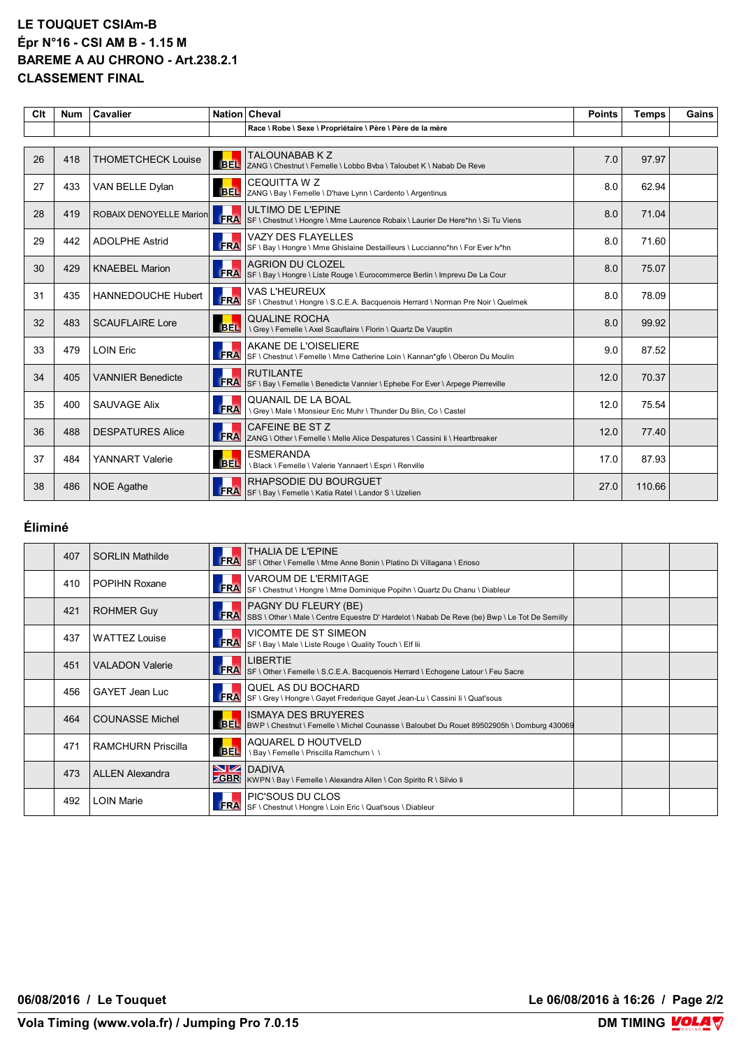# LE TOUQUET CSIAm-B
# Épr N°16 - CSI AM B - 1.15 M
# BAREME A AU CHRONO - Art.238.2.1
# CLASSEMENT FINAL

| Clt | Num | Cavalier | Nation | Cheval<br>Race \ Robe \ Sexe \ Propriétaire \ Père \ Père de la mère | Points | Temps | Gains |
|---|---|---|---|---|---|---|---|
| 26 | 418 | THOMETCHECK Louise | BEL | TALOUNABAB K Z<br>ZANG \ Chestnut \ Femelle \ Lobbo Bvba \ Taloubet K \ Nabab De Reve | 7.0 | 97.97 | |
| 27 | 433 | VAN BELLE Dylan | BEL | CEQUITTA W Z<br>ZANG \ Bay \ Femelle \ D'have Lynn \ Cardento \ Argentinus | 8.0 | 62.94 | |
| 28 | 419 | ROBAIX DENOYELLE Marion | FRA | ULTIMO DE L'EPINE<br>SF \ Chestnut \ Hongre \ Mme Laurence Robaix \ Laurier De Here*hn \ Si Tu Viens | 8.0 | 71.04 | |
| 29 | 442 | ADOLPHE Astrid | FRA | VAZY DES FLAYELLES<br>SF \ Bay \ Hongre \ Mme Ghislaine Destailleurs \ Luccianno*hn \ For Ever Iv*hn | 8.0 | 71.60 | |
| 30 | 429 | KNAEBEL Marion | FRA | AGRION DU CLOZEL<br>SF \ Bay \ Hongre \ Eurocommerce Berlin \ Imprevu De La Cour | 8.0 | 75.07 | |
| 31 | 435 | HANNEDOUCHE Hubert | FRA | VAS L'HEUREUX<br>SF \ Chestnut \ Hongre \ S.C.E.A. Bacquenois Herrard \ Norman Pre Noir \ Quelmek | 8.0 | 78.09 | |
| 32 | 483 | SCAUFLAIRE Lore | BEL | QUALINE ROCHA<br>\ Grey \ Femelle \ Axel Scauflaire \ Florin \ Quartz De Vauptin | 8.0 | 99.92 | |
| 33 | 479 | LOIN Eric | FRA | AKANE DE L'OISELIERE<br>SF \ Chestnut \ Femelle \ Mme Catherine Loin \ Kannan*gfe \ Oberon Du Moulin | 9.0 | 87.52 | |
| 34 | 405 | VANNIER Benedicte | FRA | RUTILANTE<br>SF \ Bay \ Femelle \ Benedicte Vannier \ Ephebe For Ever \ Arpege Pierreville | 12.0 | 70.37 | |
| 35 | 400 | SAUVAGE Alix | FRA | QUANAIL DE LA BOAL<br>\ Grey \ Male \ Monsieur Eric Muhr \ Thunder Du Blin, Co \ Castel | 12.0 | 75.54 | |
| 36 | 488 | DESPATURES Alice | FRA | CAFEINE BE ST Z<br>ZANG \ Other \ Femelle \ Melle Alice Despatures \ Cassini Ii \ Heartbreaker | 12.0 | 77.40 | |
| 37 | 484 | YANNART Valerie | BEL | ESMERANDA<br>\ Black \ Femelle \ Valerie Yannaert \ Espri \ Renville | 17.0 | 87.93 | |
| 38 | 486 | NOE Agathe | FRA | RHAPSODIE DU BOURGUET<br>SF \ Bay \ Femelle \ Katia Ratel \ Landor S \ Uzelien | 27.0 | 110.66 | |

## Éliminé

| Clt | Num | Cavalier | Nation | Cheval | Points | Temps | Gains |
|---|---|---|---|---|---|---|---|
| | 407 | SORLIN Mathilde | FRA | THALIA DE L'EPINE<br>SF \ Other \ Femelle \ Mme Anne Bonin \ Platino Di Villagana \ Erioso | | | |
| | 410 | POPIHN Roxane | FRA | VAROUM DE L'ERMITAGE<br>SF \ Chestnut \ Hongre \ Mme Dominique Popihn \ Quartz Du Chanu \ Diableur | | | |
| | 421 | ROHMER Guy | FRA | PAGNY DU FLEURY (BE)<br>SBS \ Other \ Male \ Centre Equestre D' Hardelot \ Nabab De Reve (be) Bwp \ Le Tot De Semilly | | | |
| | 437 | WATTEZ Louise | FRA | VICOMTE DE ST SIMEON<br>SF \ Bay \ Male \ Liste Rouge \ Quality Touch \ Elf Iii | | | |
| | 451 | VALADON Valerie | FRA | LIBERTIE<br>SF \ Other \ Femelle \ S.C.E.A. Bacquenois Herrard \ Echogene Latour \ Feu Sacre | | | |
| | 456 | GAYET Jean Luc | FRA | QUEL AS DU BOCHARD<br>SF \ Grey \ Hongre \ Gayet Frederique Gayet Jean-Lu \ Cassini Ii \ Quat'sous | | | |
| | 464 | COUNASSE Michel | BEL | ISMAYA DES BRUYERES<br>BWP \ Chestnut \ Femelle \ Michel Counasse \ Baloubet Du Rouet 89502905h \ Domburg 430069 | | | |
| | 471 | RAMCHURN Priscilla | BEL | AQUAREL D HOUTVELD<br>\ Bay \ Femelle \ Priscilla Ramchurn \ \ | | | |
| | 473 | ALLEN Alexandra | GBR | DADIVA<br>KWPN \ Bay \ Femelle \ Alexandra Allen \ Con Spirito R \ Silvio Ii | | | |
| | 492 | LOIN Marie | FRA | PIC'SOUS DU CLOS<br>SF \ Chestnut \ Hongre \ Loin Eric \ Quat'sous \ Diableur | | | |

06/08/2016 / Le Touquet — Le 06/08/2016 à 16:26

Vola Timing (www.vola.fr) / Jumping Pro 7.0.15 — DM TIMING